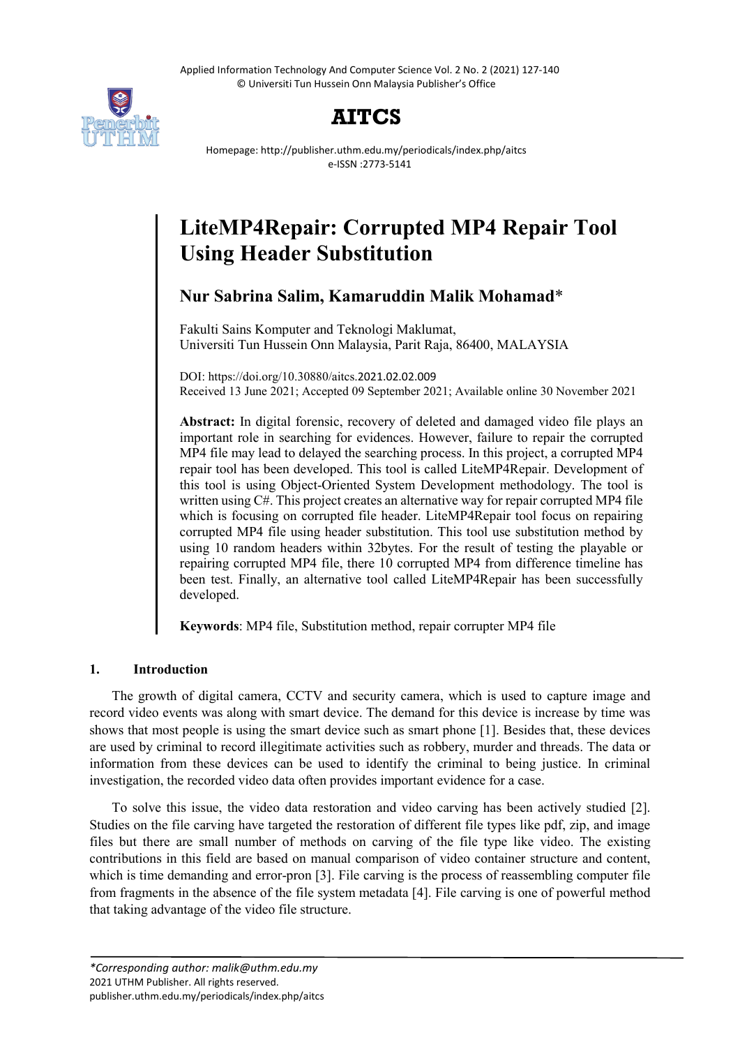# LiteMP4Repair: Corrupted MP4 Repair Tool Using Header Substitution

**Nur Sabrina Salim, Kamaruddin Malik Mohamad***

Fakulti Sains Komputer and Teknologi Maklumat,
Universiti Tun Hussein Onn Malaysia, Parit Raja, 86400, MALAYSIA

DOI: https://doi.org/10.30880/aitcs.2021.02.02.009
Received 13 June 2021; Accepted 09 September 2021; Available online 30 November 2021

**Abstract:** In digital forensic, recovery of deleted and damaged video file plays an important role in searching for evidences. However, failure to repair the corrupted MP4 file may lead to delayed the searching process. In this project, a corrupted MP4 repair tool has been developed. This tool is called LiteMP4Repair. Development of this tool is using Object-Oriented System Development methodology. The tool is written using C#. This project creates an alternative way for repair corrupted MP4 file which is focusing on corrupted file header. LiteMP4Repair tool focus on repairing corrupted MP4 file using header substitution. This tool use substitution method by using 10 random headers within 32bytes. For the result of testing the playable or repairing corrupted MP4 file, there 10 corrupted MP4 from difference timeline has been test. Finally, an alternative tool called LiteMP4Repair has been successfully developed.

**Keywords**: MP4 file, Substitution method, repair corrupter MP4 file

## 1. Introduction

The growth of digital camera, CCTV and security camera, which is used to capture image and record video events was along with smart device. The demand for this device is increase by time was shows that most people is using the smart device such as smart phone [1]. Besides that, these devices are used by criminal to record illegitimate activities such as robbery, murder and threads. The data or information from these devices can be used to identify the criminal to being justice. In criminal investigation, the recorded video data often provides important evidence for a case.

To solve this issue, the video data restoration and video carving has been actively studied [2]. Studies on the file carving have targeted the restoration of different file types like pdf, zip, and image files but there are small number of methods on carving of the file type like video. The existing contributions in this field are based on manual comparison of video container structure and content, which is time demanding and error-pron [3]. File carving is the process of reassembling computer file from fragments in the absence of the file system metadata [4]. File carving is one of powerful method that taking advantage of the video file structure.

*Corresponding author: malik@uthm.edu.my
2021 UTHM Publisher. All rights reserved.
publisher.uthm.edu.my/periodicals/index.php/aitcs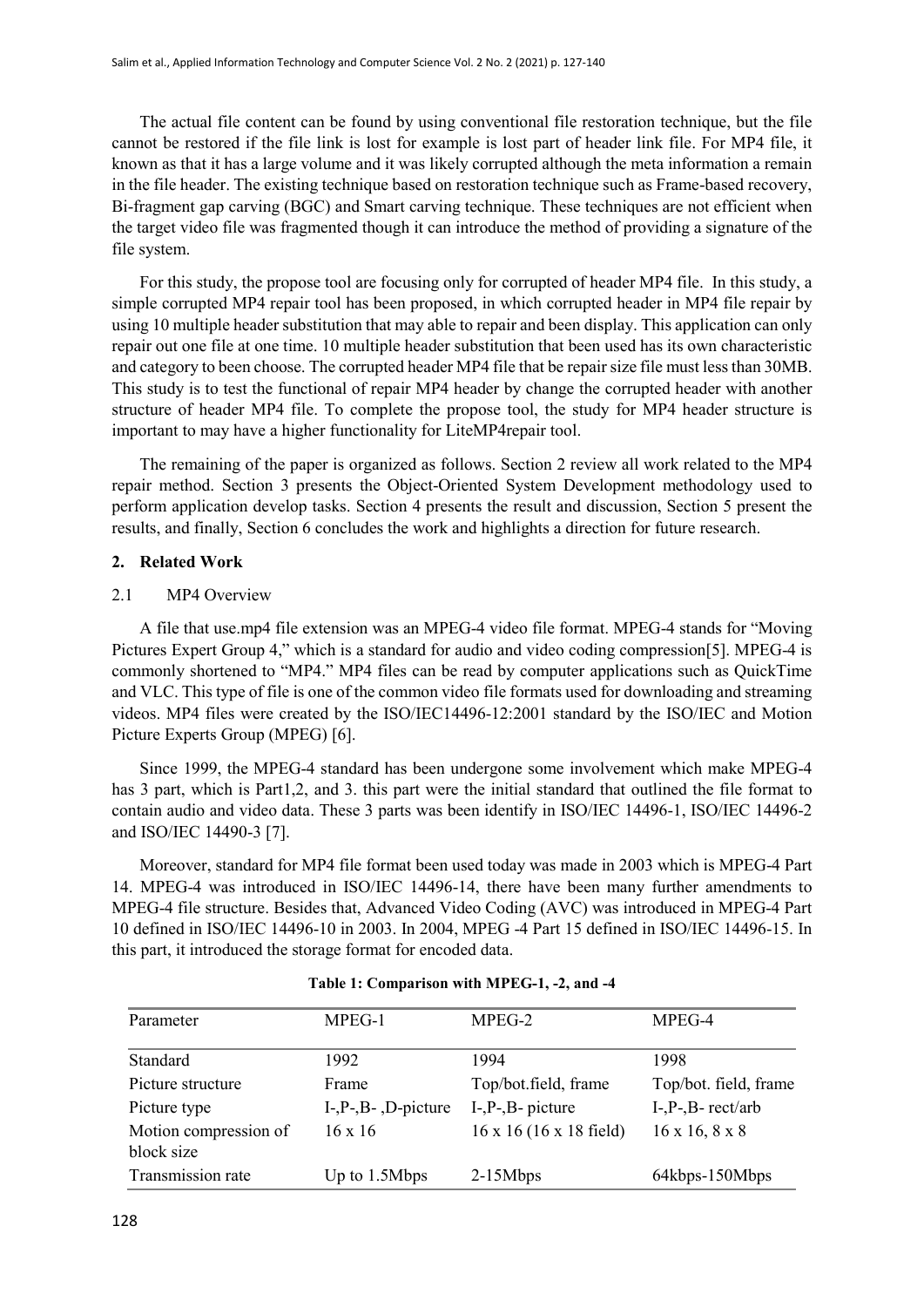The actual file content can be found by using conventional file restoration technique, but the file cannot be restored if the file link is lost for example is lost part of header link file. For MP4 file, it known as that it has a large volume and it was likely corrupted although the meta information a remain in the file header. The existing technique based on restoration technique such as Frame-based recovery, Bi-fragment gap carving (BGC) and Smart carving technique. These techniques are not efficient when the target video file was fragmented though it can introduce the method of providing a signature of the file system.

For this study, the propose tool are focusing only for corrupted of header MP4 file. In this study, a simple corrupted MP4 repair tool has been proposed, in which corrupted header in MP4 file repair by using 10 multiple header substitution that may able to repair and been display. This application can only repair out one file at one time. 10 multiple header substitution that been used has its own characteristic and category to been choose. The corrupted header MP4 file that be repair size file must less than 30MB. This study is to test the functional of repair MP4 header by change the corrupted header with another structure of header MP4 file. To complete the propose tool, the study for MP4 header structure is important to may have a higher functionality for LiteMP4repair tool.

The remaining of the paper is organized as follows. Section 2 review all work related to the MP4 repair method. Section 3 presents the Object-Oriented System Development methodology used to perform application develop tasks. Section 4 presents the result and discussion, Section 5 present the results, and finally, Section 6 concludes the work and highlights a direction for future research.

## 2. Related Work

### 2.1 MP4 Overview

A file that use.mp4 file extension was an MPEG-4 video file format. MPEG-4 stands for "Moving Pictures Expert Group 4," which is a standard for audio and video coding compression[5]. MPEG-4 is commonly shortened to "MP4." MP4 files can be read by computer applications such as QuickTime and VLC. This type of file is one of the common video file formats used for downloading and streaming videos. MP4 files were created by the ISO/IEC14496-12:2001 standard by the ISO/IEC and Motion Picture Experts Group (MPEG) [6].

Since 1999, the MPEG-4 standard has been undergone some involvement which make MPEG-4 has 3 part, which is Part1,2, and 3. this part were the initial standard that outlined the file format to contain audio and video data. These 3 parts was been identify in ISO/IEC 14496-1, ISO/IEC 14496-2 and ISO/IEC 14490-3 [7].

Moreover, standard for MP4 file format been used today was made in 2003 which is MPEG-4 Part 14. MPEG-4 was introduced in ISO/IEC 14496-14, there have been many further amendments to MPEG-4 file structure. Besides that, Advanced Video Coding (AVC) was introduced in MPEG-4 Part 10 defined in ISO/IEC 14496-10 in 2003. In 2004, MPEG -4 Part 15 defined in ISO/IEC 14496-15. In this part, it introduced the storage format for encoded data.

**Table 1: Comparison with MPEG-1, -2, and -4**

| Parameter | MPEG-1 | MPEG-2 | MPEG-4 |
|---|---|---|---|
| Standard | 1992 | 1994 | 1998 |
| Picture structure | Frame | Top/bot.field, frame | Top/bot. field, frame |
| Picture type | I-,P-,B- ,D-picture | I-,P-,B- picture | I-,P-,B- rect/arb |
| Motion compression of block size | 16 x 16 | 16 x 16 (16 x 18 field) | 16 x 16, 8 x 8 |
| Transmission rate | Up to 1.5Mbps | 2-15Mbps | 64kbps-150Mbps |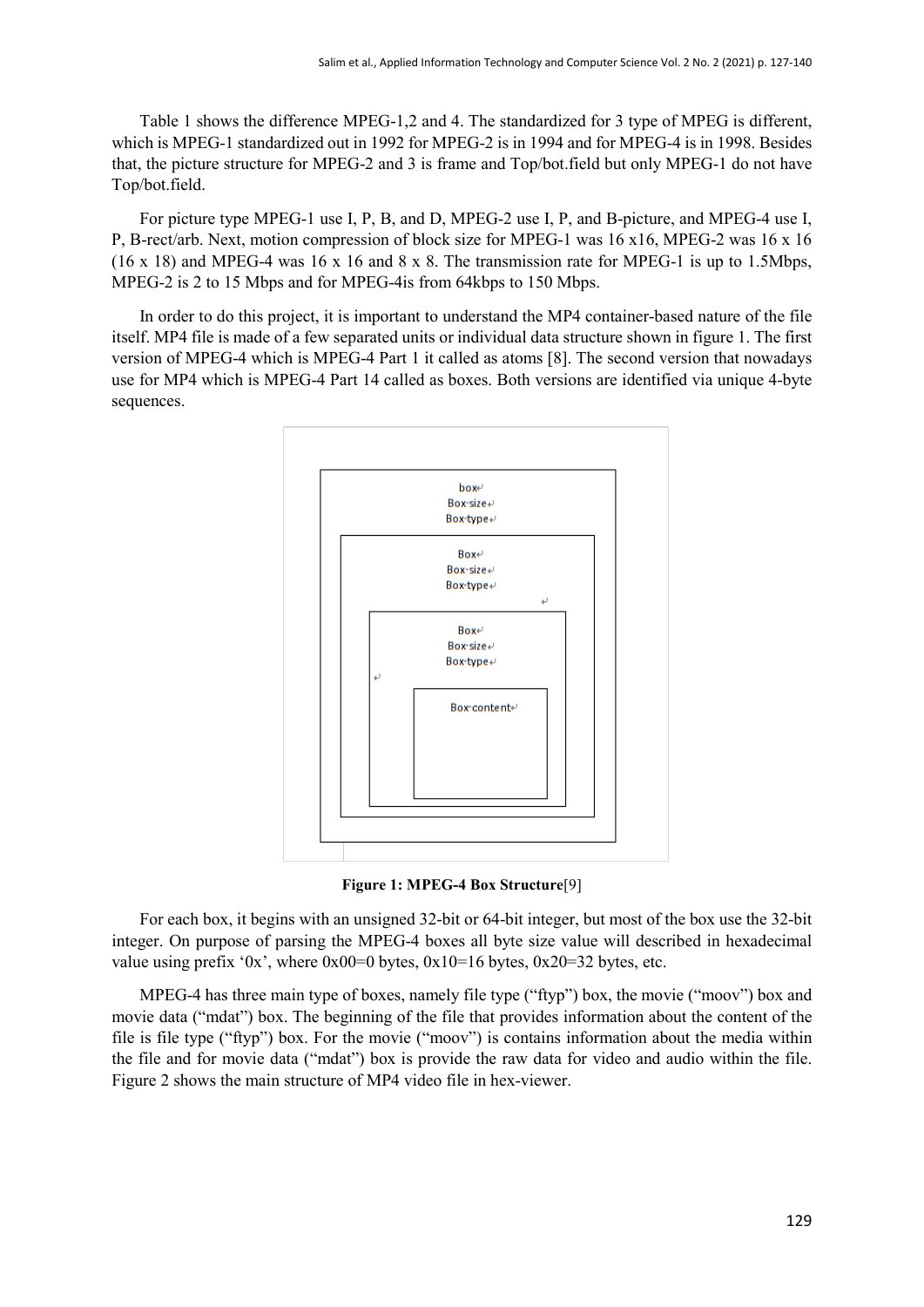Table 1 shows the difference MPEG-1,2 and 4. The standardized for 3 type of MPEG is different, which is MPEG-1 standardized out in 1992 for MPEG-2 is in 1994 and for MPEG-4 is in 1998. Besides that, the picture structure for MPEG-2 and 3 is frame and Top/bot.field but only MPEG-1 do not have Top/bot.field.

For picture type MPEG-1 use I, P, B, and D, MPEG-2 use I, P, and B-picture, and MPEG-4 use I, P, B-rect/arb. Next, motion compression of block size for MPEG-1 was 16 x16, MPEG-2 was 16 x 16 (16 x 18) and MPEG-4 was 16 x 16 and 8 x 8. The transmission rate for MPEG-1 is up to 1.5Mbps, MPEG-2 is 2 to 15 Mbps and for MPEG-4is from 64kbps to 150 Mbps.

In order to do this project, it is important to understand the MP4 container-based nature of the file itself. MP4 file is made of a few separated units or individual data structure shown in figure 1. The first version of MPEG-4 which is MPEG-4 Part 1 it called as atoms [8]. The second version that nowadays use for MP4 which is MPEG-4 Part 14 called as boxes. Both versions are identified via unique 4-byte sequences.

box
Box size
Box type

Box
Box size
Box type

Box
Box size
Box type

Box content

**Figure 1: MPEG-4 Box Structure**[9]

For each box, it begins with an unsigned 32-bit or 64-bit integer, but most of the box use the 32-bit integer. On purpose of parsing the MPEG-4 boxes all byte size value will described in hexadecimal value using prefix '0x', where 0x00=0 bytes, 0x10=16 bytes, 0x20=32 bytes, etc.

MPEG-4 has three main type of boxes, namely file type ("ftyp") box, the movie ("moov") box and movie data ("mdat") box. The beginning of the file that provides information about the content of the file is file type ("ftyp") box. For the movie ("moov") is contains information about the media within the file and for movie data ("mdat") box is provide the raw data for video and audio within the file. Figure 2 shows the main structure of MP4 video file in hex-viewer.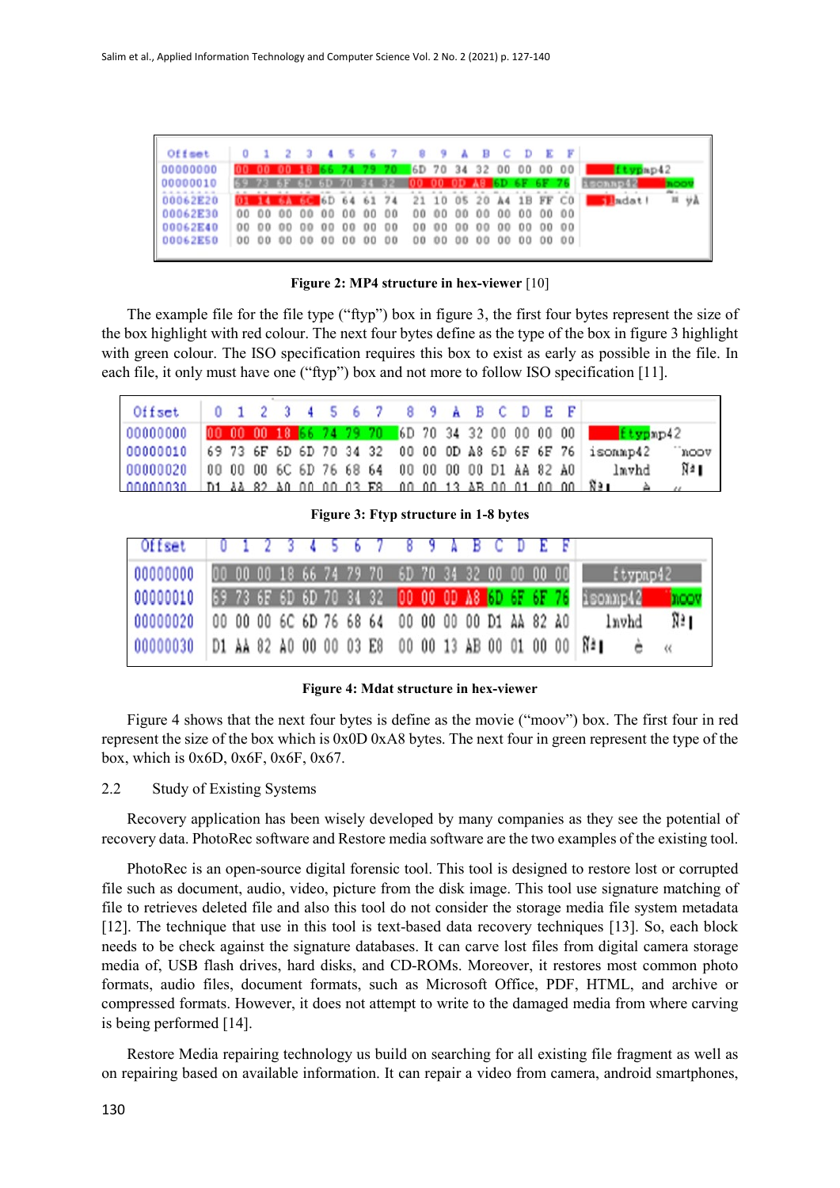```
Offset    0  1  2  3  4  5  6  7   8  9  A  B  C  D  E  F
00000000  00 00 00 18 66 74 79 70  6D 70 34 32 00 00 00 00   ftypmp42
00000010  69 73 6F 6D 6D 70 34 32  00 00 0D A8 6D 6F 6F 76   isommp42    moov
00062E20  01 14 6A 6C 6D 64 61 74  21 10 05 20 A4 1B FF C0     mdat!    ÿÀ
00062E30  00 00 00 00 00 00 00 00  00 00 00 00 00 00 00 00
00062E40  00 00 00 00 00 00 00 00  00 00 00 00 00 00 00 00
00062E50  00 00 00 00 00 00 00 00  00 00 00 00 00 00 00 00
```

**Figure 2: MP4 structure in hex-viewer** [10]

The example file for the file type ("ftyp") box in figure 3, the first four bytes represent the size of the box highlight with red colour. The next four bytes define as the type of the box in figure 3 highlight with green colour. The ISO specification requires this box to exist as early as possible in the file. In each file, it only must have one ("ftyp") box and not more to follow ISO specification [11].

```
Offset    0  1  2  3  4  5  6  7   8  9  A  B  C  D  E  F
00000000  00 00 00 18 66 74 79 70  6D 70 34 32 00 00 00 00   ftypmp42
00000010  69 73 6F 6D 6D 70 34 32  00 00 0D A8 6D 6F 6F 76   isommp42    moov
00000020  00 00 00 6C 6D 76 68 64  00 00 00 00 D1 AA 82 A0      lmvhd    Ñª
00000030  D1 AA 82 A0 00 00 03 E8  00 00 13 AB 00 01 00 00   Ñª      è     «
```

**Figure 3: Ftyp structure in 1-8 bytes**

```
Offset    0  1  2  3  4  5  6  7   8  9  A  B  C  D  E  F
00000000  00 00 00 18 66 74 79 70  6D 70 34 32 00 00 00 00   ftypmp42
00000010  69 73 6F 6D 6D 70 34 32  00 00 0D A8 6D 6F 6F 76   isommp42    moov
00000020  00 00 00 6C 6D 76 68 64  00 00 00 00 D1 AA 82 A0      lmvhd    Ñª
00000030  D1 AA 82 A0 00 00 03 E8  00 00 13 AB 00 01 00 00   Ñª      è     «
```

**Figure 4: Mdat structure in hex-viewer**

Figure 4 shows that the next four bytes is define as the movie ("moov") box. The first four in red represent the size of the box which is 0x0D 0xA8 bytes. The next four in green represent the type of the box, which is 0x6D, 0x6F, 0x6F, 0x67.

## 2.2 Study of Existing Systems

Recovery application has been wisely developed by many companies as they see the potential of recovery data. PhotoRec software and Restore media software are the two examples of the existing tool.

PhotoRec is an open-source digital forensic tool. This tool is designed to restore lost or corrupted file such as document, audio, video, picture from the disk image. This tool use signature matching of file to retrieves deleted file and also this tool do not consider the storage media file system metadata [12]. The technique that use in this tool is text-based data recovery techniques [13]. So, each block needs to be check against the signature databases. It can carve lost files from digital camera storage media of, USB flash drives, hard disks, and CD-ROMs. Moreover, it restores most common photo formats, audio files, document formats, such as Microsoft Office, PDF, HTML, and archive or compressed formats. However, it does not attempt to write to the damaged media from where carving is being performed [14].

Restore Media repairing technology us build on searching for all existing file fragment as well as on repairing based on available information. It can repair a video from camera, android smartphones,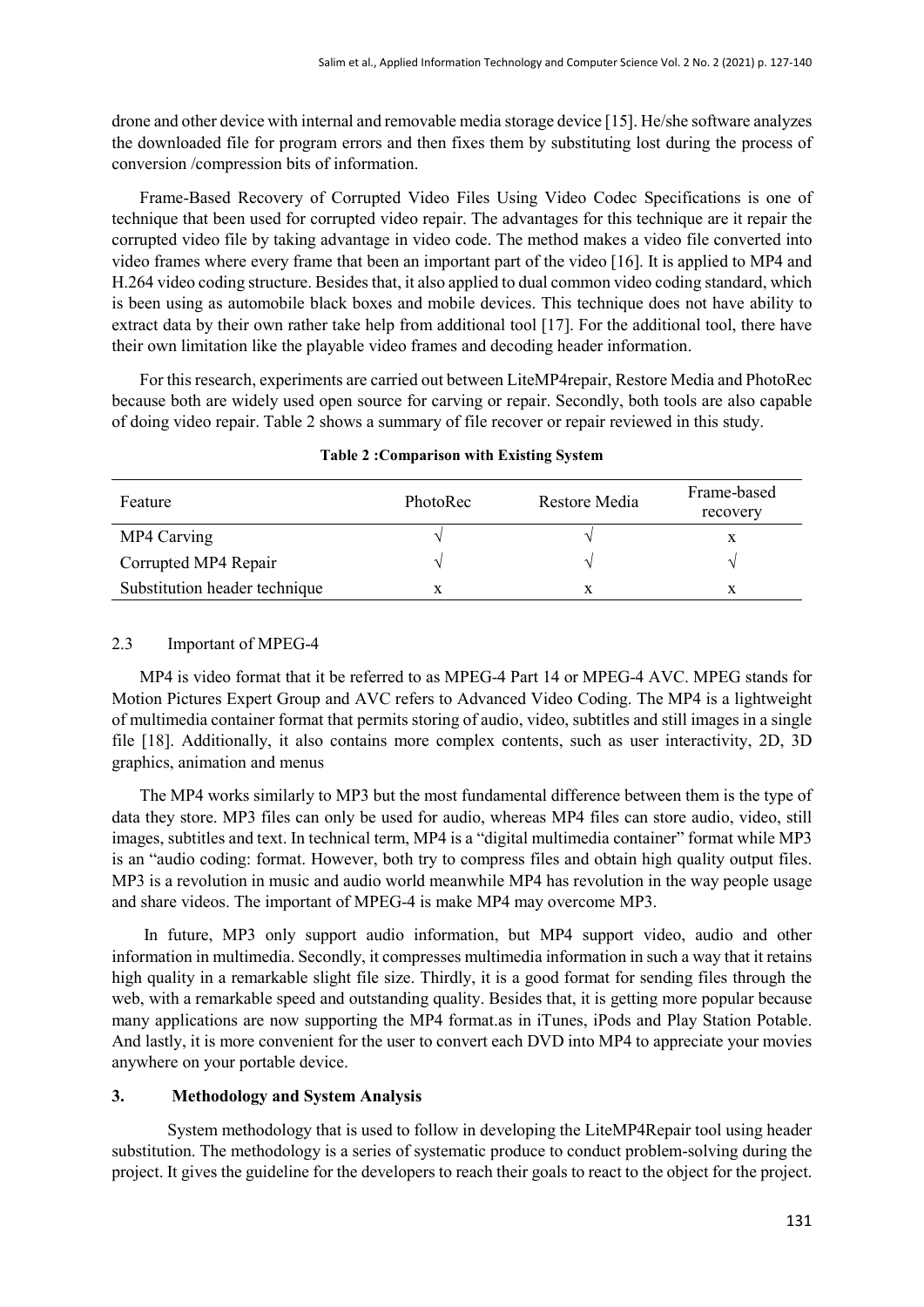drone and other device with internal and removable media storage device [15]. He/she software analyzes the downloaded file for program errors and then fixes them by substituting lost during the process of conversion /compression bits of information.

Frame-Based Recovery of Corrupted Video Files Using Video Codec Specifications is one of technique that been used for corrupted video repair. The advantages for this technique are it repair the corrupted video file by taking advantage in video code. The method makes a video file converted into video frames where every frame that been an important part of the video [16]. It is applied to MP4 and H.264 video coding structure. Besides that, it also applied to dual common video coding standard, which is been using as automobile black boxes and mobile devices. This technique does not have ability to extract data by their own rather take help from additional tool [17]. For the additional tool, there have their own limitation like the playable video frames and decoding header information.

For this research, experiments are carried out between LiteMP4repair, Restore Media and PhotoRec because both are widely used open source for carving or repair. Secondly, both tools are also capable of doing video repair. Table 2 shows a summary of file recover or repair reviewed in this study.

**Table 2 :Comparison with Existing System**

| Feature | PhotoRec | Restore Media | Frame-based recovery |
|---|---|---|---|
| MP4 Carving | √ | √ | x |
| Corrupted MP4 Repair | √ | √ | √ |
| Substitution header technique | x | x | x |

## 2.3 Important of MPEG-4

MP4 is video format that it be referred to as MPEG-4 Part 14 or MPEG-4 AVC. MPEG stands for Motion Pictures Expert Group and AVC refers to Advanced Video Coding. The MP4 is a lightweight of multimedia container format that permits storing of audio, video, subtitles and still images in a single file [18]. Additionally, it also contains more complex contents, such as user interactivity, 2D, 3D graphics, animation and menus

The MP4 works similarly to MP3 but the most fundamental difference between them is the type of data they store. MP3 files can only be used for audio, whereas MP4 files can store audio, video, still images, subtitles and text. In technical term, MP4 is a "digital multimedia container" format while MP3 is an "audio coding: format. However, both try to compress files and obtain high quality output files. MP3 is a revolution in music and audio world meanwhile MP4 has revolution in the way people usage and share videos. The important of MPEG-4 is make MP4 may overcome MP3.

In future, MP3 only support audio information, but MP4 support video, audio and other information in multimedia. Secondly, it compresses multimedia information in such a way that it retains high quality in a remarkable slight file size. Thirdly, it is a good format for sending files through the web, with a remarkable speed and outstanding quality. Besides that, it is getting more popular because many applications are now supporting the MP4 format.as in iTunes, iPods and Play Station Potable. And lastly, it is more convenient for the user to convert each DVD into MP4 to appreciate your movies anywhere on your portable device.

# 3. Methodology and System Analysis

System methodology that is used to follow in developing the LiteMP4Repair tool using header substitution. The methodology is a series of systematic produce to conduct problem-solving during the project. It gives the guideline for the developers to reach their goals to react to the object for the project.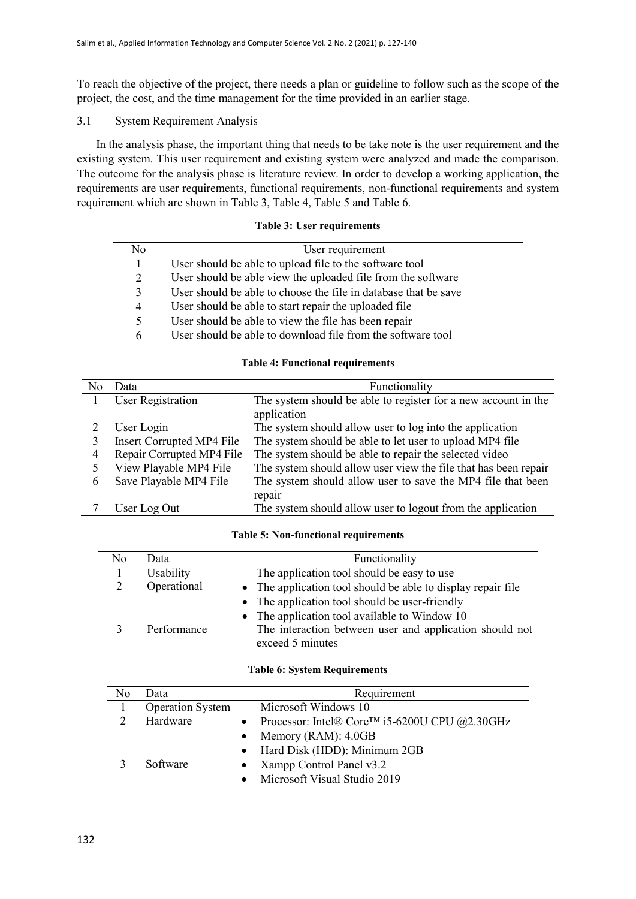To reach the objective of the project, there needs a plan or guideline to follow such as the scope of the project, the cost, and the time management for the time provided in an earlier stage.

### 3.1 System Requirement Analysis

In the analysis phase, the important thing that needs to be take note is the user requirement and the existing system. This user requirement and existing system were analyzed and made the comparison. The outcome for the analysis phase is literature review. In order to develop a working application, the requirements are user requirements, functional requirements, non-functional requirements and system requirement which are shown in Table 3, Table 4, Table 5 and Table 6.

**Table 3: User requirements**

| No | User requirement |
|---|---|
| 1 | User should be able to upload file to the software tool |
| 2 | User should be able view the uploaded file from the software |
| 3 | User should be able to choose the file in database that be save |
| 4 | User should be able to start repair the uploaded file |
| 5 | User should be able to view the file has been repair |
| 6 | User should be able to download file from the software tool |

**Table 4: Functional requirements**

| No | Data | Functionality |
|---|---|---|
| 1 | User Registration | The system should be able to register for a new account in the application |
| 2 | User Login | The system should allow user to log into the application |
| 3 | Insert Corrupted MP4 File | The system should be able to let user to upload MP4 file |
| 4 | Repair Corrupted MP4 File | The system should be able to repair the selected video |
| 5 | View Playable MP4 File | The system should allow user view the file that has been repair |
| 6 | Save Playable MP4 File | The system should allow user to save the MP4 file that been repair |
| 7 | User Log Out | The system should allow user to logout from the application |

**Table 5: Non-functional requirements**

| No | Data | Functionality |
|---|---|---|
| 1 | Usability | The application tool should be easy to use |
| 2 | Operational | • The application tool should be able to display repair file<br>• The application tool should be user-friendly<br>• The application tool available to Window 10 |
| 3 | Performance | The interaction between user and application should not exceed 5 minutes |

**Table 6: System Requirements**

| No | Data | Requirement |
|---|---|---|
| 1 | Operation System | Microsoft Windows 10 |
| 2 | Hardware | • Processor: Intel® Core™ i5-6200U CPU @2.30GHz<br>• Memory (RAM): 4.0GB<br>• Hard Disk (HDD): Minimum 2GB |
| 3 | Software | • Xampp Control Panel v3.2<br>• Microsoft Visual Studio 2019 |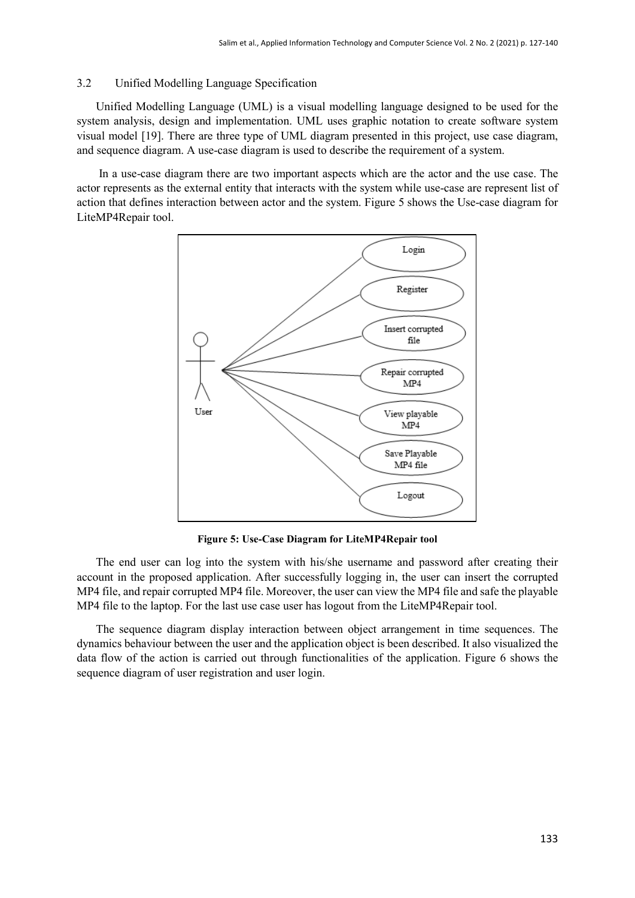### 3.2 Unified Modelling Language Specification

Unified Modelling Language (UML) is a visual modelling language designed to be used for the system analysis, design and implementation. UML uses graphic notation to create software system visual model [19]. There are three type of UML diagram presented in this project, use case diagram, and sequence diagram. A use-case diagram is used to describe the requirement of a system.

In a use-case diagram there are two important aspects which are the actor and the use case. The actor represents as the external entity that interacts with the system while use-case are represent list of action that defines interaction between actor and the system. Figure 5 shows the Use-case diagram for LiteMP4Repair tool.

**Figure 5: Use-Case Diagram for LiteMP4Repair tool**

The end user can log into the system with his/she username and password after creating their account in the proposed application. After successfully logging in, the user can insert the corrupted MP4 file, and repair corrupted MP4 file. Moreover, the user can view the MP4 file and safe the playable MP4 file to the laptop. For the last use case user has logout from the LiteMP4Repair tool.

The sequence diagram display interaction between object arrangement in time sequences. The dynamics behaviour between the user and the application object is been described. It also visualized the data flow of the action is carried out through functionalities of the application. Figure 6 shows the sequence diagram of user registration and user login.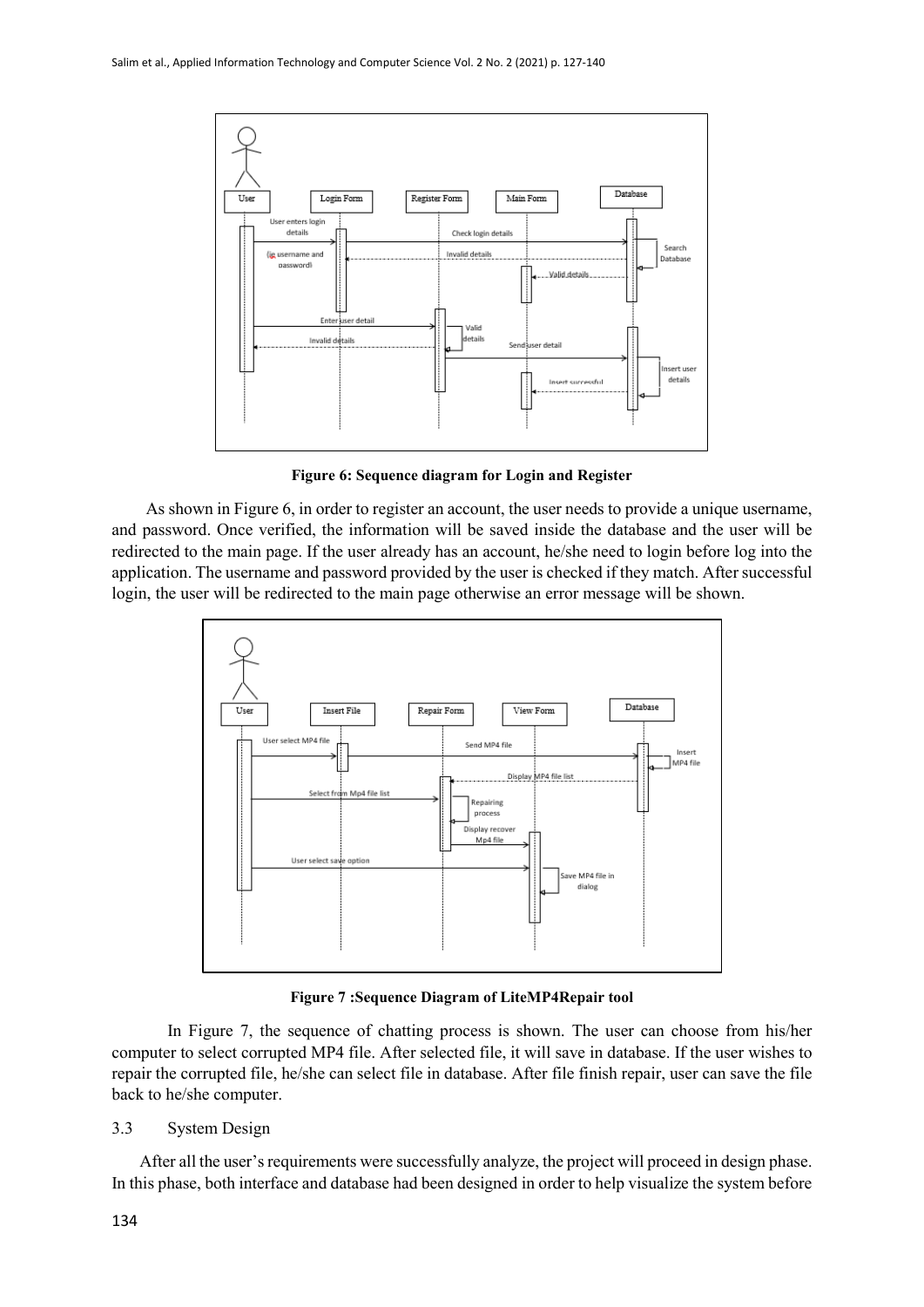Figure 6: Sequence diagram for Login and Register

As shown in Figure 6, in order to register an account, the user needs to provide a unique username, and password. Once verified, the information will be saved inside the database and the user will be redirected to the main page. If the user already has an account, he/she need to login before log into the application. The username and password provided by the user is checked if they match. After successful login, the user will be redirected to the main page otherwise an error message will be shown.

Figure 7 :Sequence Diagram of LiteMP4Repair tool

In Figure 7, the sequence of chatting process is shown. The user can choose from his/her computer to select corrupted MP4 file. After selected file, it will save in database. If the user wishes to repair the corrupted file, he/she can select file in database. After file finish repair, user can save the file back to he/she computer.

### 3.3 System Design

After all the user's requirements were successfully analyze, the project will proceed in design phase. In this phase, both interface and database had been designed in order to help visualize the system before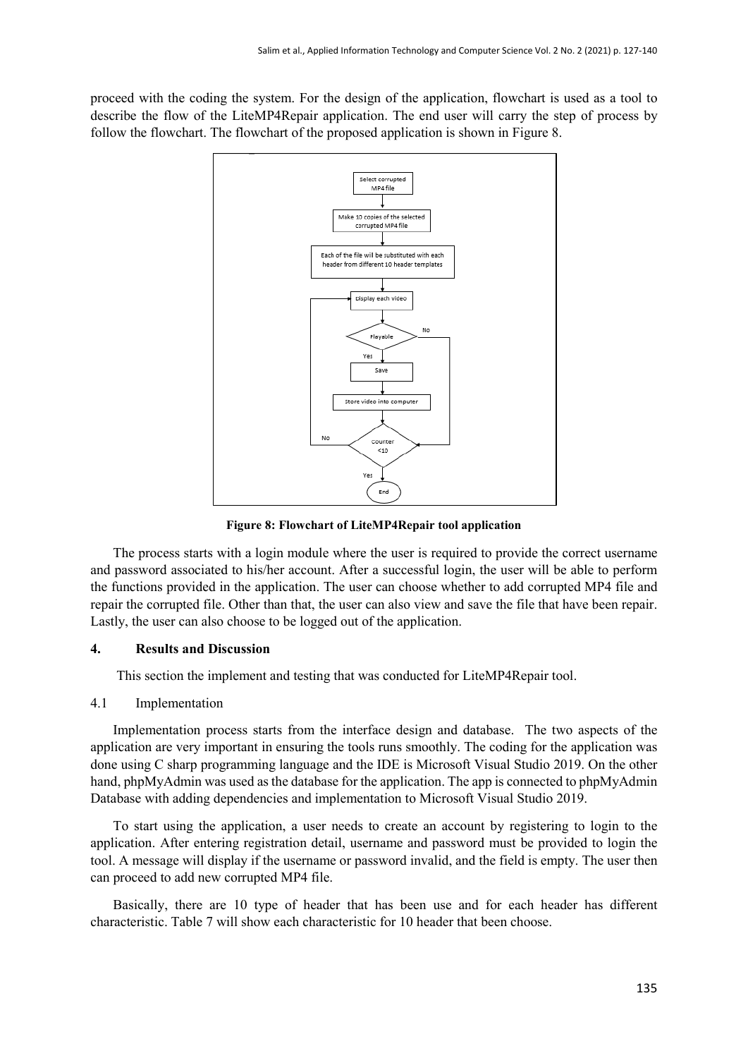proceed with the coding the system. For the design of the application, flowchart is used as a tool to describe the flow of the LiteMP4Repair application. The end user will carry the step of process by follow the flowchart. The flowchart of the proposed application is shown in Figure 8.

**Figure 8: Flowchart of LiteMP4Repair tool application**

The process starts with a login module where the user is required to provide the correct username and password associated to his/her account. After a successful login, the user will be able to perform the functions provided in the application. The user can choose whether to add corrupted MP4 file and repair the corrupted file. Other than that, the user can also view and save the file that have been repair. Lastly, the user can also choose to be logged out of the application.

## 4. Results and Discussion

This section the implement and testing that was conducted for LiteMP4Repair tool.

### 4.1 Implementation

Implementation process starts from the interface design and database. The two aspects of the application are very important in ensuring the tools runs smoothly. The coding for the application was done using C sharp programming language and the IDE is Microsoft Visual Studio 2019. On the other hand, phpMyAdmin was used as the database for the application. The app is connected to phpMyAdmin Database with adding dependencies and implementation to Microsoft Visual Studio 2019.

To start using the application, a user needs to create an account by registering to login to the application. After entering registration detail, username and password must be provided to login the tool. A message will display if the username or password invalid, and the field is empty. The user then can proceed to add new corrupted MP4 file.

Basically, there are 10 type of header that has been use and for each header has different characteristic. Table 7 will show each characteristic for 10 header that been choose.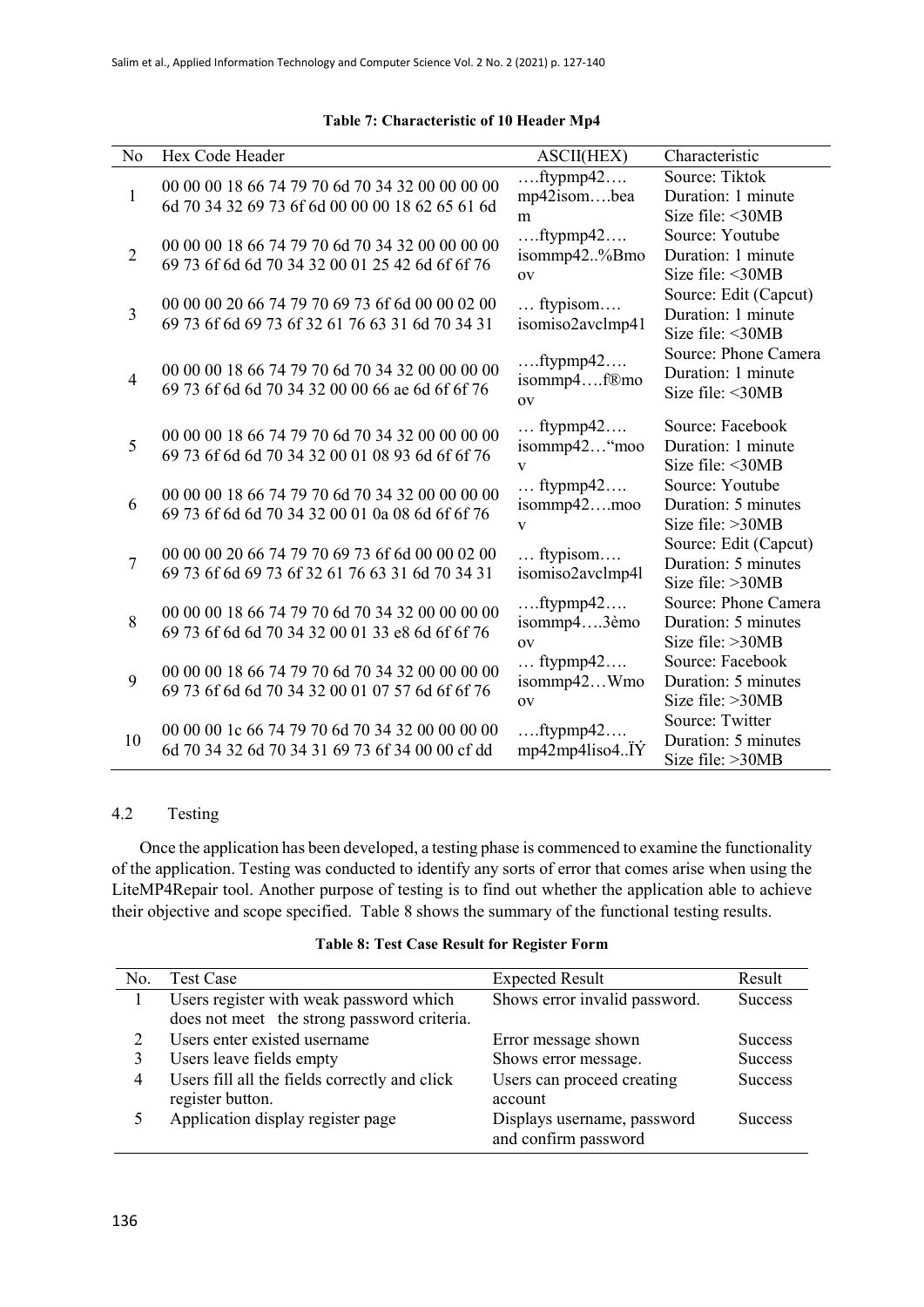**Table 7: Characteristic of 10 Header Mp4**

| No | Hex Code Header | ASCII(HEX) | Characteristic |
|---|---|---|---|
| 1 | 00 00 00 18 66 74 79 70 6d 70 34 32 00 00 00 00 6d 70 34 32 69 73 6f 6d 00 00 00 18 62 65 61 6d | ….ftypmp42…. mp42isom….beam | Source: Tiktok Duration: 1 minute Size file: <30MB |
| 2 | 00 00 00 18 66 74 79 70 6d 70 34 32 00 00 00 00 69 73 6f 6d 6d 70 34 32 00 01 25 42 6d 6f 6f 76 | ….ftypmp42…. isommp42..%Bmoov | Source: Youtube Duration: 1 minute Size file: <30MB |
| 3 | 00 00 00 20 66 74 79 70 69 73 6f 6d 00 00 02 00 69 73 6f 6d 69 73 6f 32 61 76 63 31 6d 70 34 31 | … ftypisom…. isomiso2avclmp41 | Source: Edit (Capcut) Duration: 1 minute Size file: <30MB |
| 4 | 00 00 00 18 66 74 79 70 6d 70 34 32 00 00 00 00 69 73 6f 6d 6d 70 34 32 00 00 66 ae 6d 6f 6f 76 | ….ftypmp42…. isommp4….f®moov | Source: Phone Camera Duration: 1 minute Size file: <30MB |
| 5 | 00 00 00 18 66 74 79 70 6d 70 34 32 00 00 00 00 69 73 6f 6d 6d 70 34 32 00 01 08 93 6d 6f 6f 76 | … ftypmp42…. isommp42…"moov | Source: Facebook Duration: 1 minute Size file: <30MB |
| 6 | 00 00 00 18 66 74 79 70 6d 70 34 32 00 00 00 00 69 73 6f 6d 6d 70 34 32 00 01 0a 08 6d 6f 6f 76 | … ftypmp42…. isommp42….moov | Source: Youtube Duration: 5 minutes Size file: >30MB |
| 7 | 00 00 00 20 66 74 79 70 69 73 6f 6d 00 00 02 00 69 73 6f 6d 69 73 6f 32 61 76 63 31 6d 70 34 31 | … ftypisom…. isomiso2avclmp4l | Source: Edit (Capcut) Duration: 5 minutes Size file: >30MB |
| 8 | 00 00 00 18 66 74 79 70 6d 70 34 32 00 00 00 00 69 73 6f 6d 6d 70 34 32 00 01 33 e8 6d 6f 6f 76 | ….ftypmp42…. isommp4….3èmoov | Source: Phone Camera Duration: 5 minutes Size file: >30MB |
| 9 | 00 00 00 18 66 74 79 70 6d 70 34 32 00 00 00 00 69 73 6f 6d 6d 70 34 32 00 01 07 57 6d 6f 6f 76 | … ftypmp42…. isommp42…Wmoov | Source: Facebook Duration: 5 minutes Size file: >30MB |
| 10 | 00 00 00 1c 66 74 79 70 6d 70 34 32 00 00 00 00 6d 70 34 32 6d 70 34 31 69 73 6f 34 00 00 cf dd | ….ftypmp42…. mp42mp4liso4..ÏÝ | Source: Twitter Duration: 5 minutes Size file: >30MB |

### 4.2 Testing

Once the application has been developed, a testing phase is commenced to examine the functionality of the application. Testing was conducted to identify any sorts of error that comes arise when using the LiteMP4Repair tool. Another purpose of testing is to find out whether the application able to achieve their objective and scope specified. Table 8 shows the summary of the functional testing results.

**Table 8: Test Case Result for Register Form**

| No. | Test Case | Expected Result | Result |
|---|---|---|---|
| 1 | Users register with weak password which does not meet the strong password criteria. | Shows error invalid password. | Success |
| 2 | Users enter existed username | Error message shown | Success |
| 3 | Users leave fields empty | Shows error message. | Success |
| 4 | Users fill all the fields correctly and click register button. | Users can proceed creating account | Success |
| 5 | Application display register page | Displays username, password and confirm password | Success |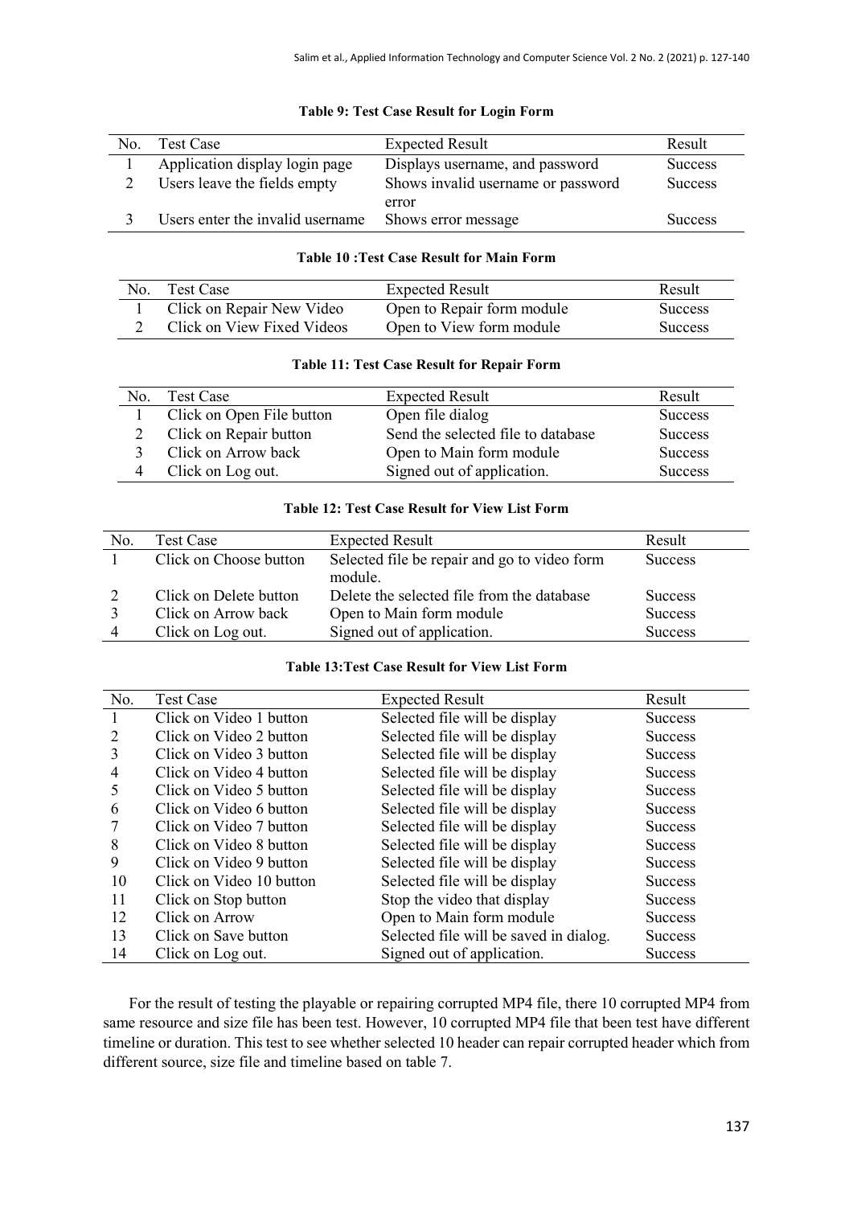**Table 9: Test Case Result for Login Form**

| No. | Test Case | Expected Result | Result |
|---|---|---|---|
| 1 | Application display login page | Displays username, and password | Success |
| 2 | Users leave the fields empty | Shows invalid username or password error | Success |
| 3 | Users enter the invalid username | Shows error message | Success |

**Table 10 :Test Case Result for Main Form**

| No. | Test Case | Expected Result | Result |
|---|---|---|---|
| 1 | Click on Repair New Video | Open to Repair form module | Success |
| 2 | Click on View Fixed Videos | Open to View form module | Success |

**Table 11: Test Case Result for Repair Form**

| No. | Test Case | Expected Result | Result |
|---|---|---|---|
| 1 | Click on Open File button | Open file dialog | Success |
| 2 | Click on Repair button | Send the selected file to database | Success |
| 3 | Click on Arrow back | Open to Main form module | Success |
| 4 | Click on Log out. | Signed out of application. | Success |

**Table 12: Test Case Result for View List Form**

| No. | Test Case | Expected Result | Result |
|---|---|---|---|
| 1 | Click on Choose button | Selected file be repair and go to video form module. | Success |
| 2 | Click on Delete button | Delete the selected file from the database | Success |
| 3 | Click on Arrow back | Open to Main form module | Success |
| 4 | Click on Log out. | Signed out of application. | Success |

**Table 13:Test Case Result for View List Form**

| No. | Test Case | Expected Result | Result |
|---|---|---|---|
| 1 | Click on Video 1 button | Selected file will be display | Success |
| 2 | Click on Video 2 button | Selected file will be display | Success |
| 3 | Click on Video 3 button | Selected file will be display | Success |
| 4 | Click on Video 4 button | Selected file will be display | Success |
| 5 | Click on Video 5 button | Selected file will be display | Success |
| 6 | Click on Video 6 button | Selected file will be display | Success |
| 7 | Click on Video 7 button | Selected file will be display | Success |
| 8 | Click on Video 8 button | Selected file will be display | Success |
| 9 | Click on Video 9 button | Selected file will be display | Success |
| 10 | Click on Video 10 button | Selected file will be display | Success |
| 11 | Click on Stop button | Stop the video that display | Success |
| 12 | Click on Arrow | Open to Main form module | Success |
| 13 | Click on Save button | Selected file will be saved in dialog. | Success |
| 14 | Click on Log out. | Signed out of application. | Success |

For the result of testing the playable or repairing corrupted MP4 file, there 10 corrupted MP4 from same resource and size file has been test. However, 10 corrupted MP4 file that been test have different timeline or duration. This test to see whether selected 10 header can repair corrupted header which from different source, size file and timeline based on table 7.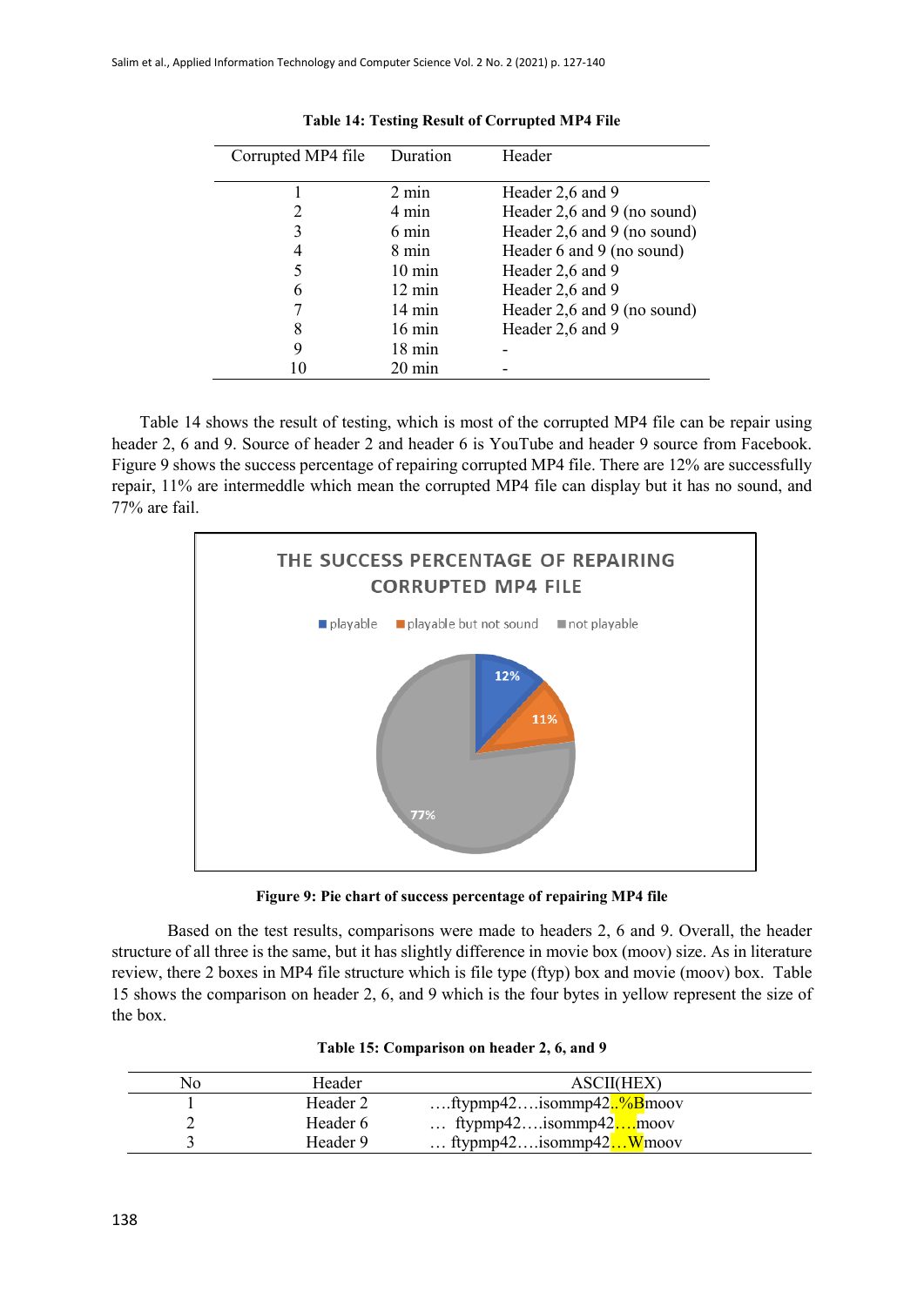**Table 14: Testing Result of Corrupted MP4 File**

| Corrupted MP4 file | Duration | Header |
| --- | --- | --- |
| 1 | 2 min | Header 2,6 and 9 |
| 2 | 4 min | Header 2,6 and 9 (no sound) |
| 3 | 6 min | Header 2,6 and 9 (no sound) |
| 4 | 8 min | Header 6 and 9 (no sound) |
| 5 | 10 min | Header 2,6 and 9 |
| 6 | 12 min | Header 2,6 and 9 |
| 7 | 14 min | Header 2,6 and 9 (no sound) |
| 8 | 16 min | Header 2,6 and 9 |
| 9 | 18 min | - |
| 10 | 20 min | - |

Table 14 shows the result of testing, which is most of the corrupted MP4 file can be repair using header 2, 6 and 9. Source of header 2 and header 6 is YouTube and header 9 source from Facebook. Figure 9 shows the success percentage of repairing corrupted MP4 file. There are 12% are successfully repair, 11% are intermeddle which mean the corrupted MP4 file can display but it has no sound, and 77% are fail.

THE SUCCESS PERCENTAGE OF REPAIRING CORRUPTED MP4 FILE

- playable: 12%
- playable but not sound: 11%
- not playable: 77%

**Figure 9: Pie chart of success percentage of repairing MP4 file**

Based on the test results, comparisons were made to headers 2, 6 and 9. Overall, the header structure of all three is the same, but it has slightly difference in movie box (moov) size. As in literature review, there 2 boxes in MP4 file structure which is file type (ftyp) box and movie (moov) box. Table 15 shows the comparison on header 2, 6, and 9 which is the four bytes in yellow represent the size of the box.

**Table 15: Comparison on header 2, 6, and 9**

| No | Header | ASCII(HEX) |
| --- | --- | --- |
| 1 | Header 2 | ….ftypmp42….isommp42..%Bmoov |
| 2 | Header 6 | … ftypmp42….isommp42….moov |
| 3 | Header 9 | … ftypmp42….isommp42…Wmoov |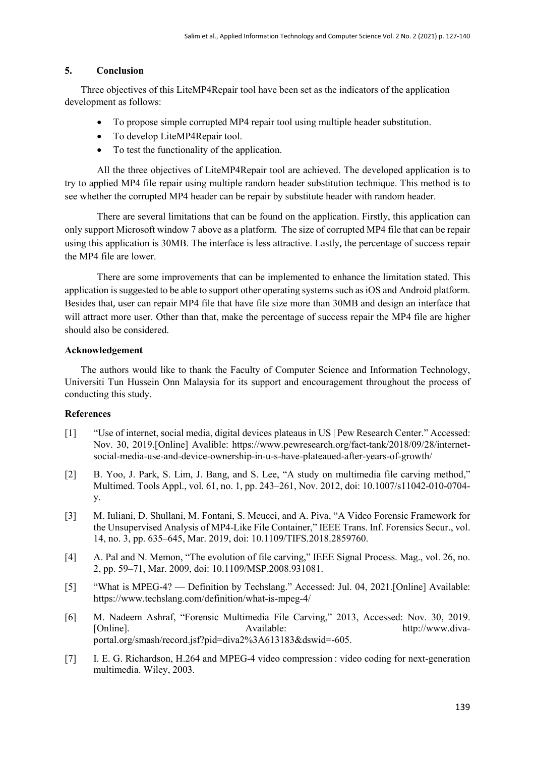## 5. Conclusion

Three objectives of this LiteMP4Repair tool have been set as the indicators of the application development as follows:

- To propose simple corrupted MP4 repair tool using multiple header substitution.
- To develop LiteMP4Repair tool.
- To test the functionality of the application.

All the three objectives of LiteMP4Repair tool are achieved. The developed application is to try to applied MP4 file repair using multiple random header substitution technique. This method is to see whether the corrupted MP4 header can be repair by substitute header with random header.

There are several limitations that can be found on the application. Firstly, this application can only support Microsoft window 7 above as a platform. The size of corrupted MP4 file that can be repair using this application is 30MB. The interface is less attractive. Lastly, the percentage of success repair the MP4 file are lower.

There are some improvements that can be implemented to enhance the limitation stated. This application is suggested to be able to support other operating systems such as iOS and Android platform. Besides that, user can repair MP4 file that have file size more than 30MB and design an interface that will attract more user. Other than that, make the percentage of success repair the MP4 file are higher should also be considered.

### Acknowledgement

The authors would like to thank the Faculty of Computer Science and Information Technology, Universiti Tun Hussein Onn Malaysia for its support and encouragement throughout the process of conducting this study.

### References

[1] "Use of internet, social media, digital devices plateaus in US | Pew Research Center." Accessed: Nov. 30, 2019.[Online] Avalible: https://www.pewresearch.org/fact-tank/2018/09/28/internet-social-media-use-and-device-ownership-in-u-s-have-plateaued-after-years-of-growth/

[2] B. Yoo, J. Park, S. Lim, J. Bang, and S. Lee, "A study on multimedia file carving method," Multimed. Tools Appl., vol. 61, no. 1, pp. 243–261, Nov. 2012, doi: 10.1007/s11042-010-0704-y.

[3] M. Iuliani, D. Shullani, M. Fontani, S. Meucci, and A. Piva, "A Video Forensic Framework for the Unsupervised Analysis of MP4-Like File Container," IEEE Trans. Inf. Forensics Secur., vol. 14, no. 3, pp. 635–645, Mar. 2019, doi: 10.1109/TIFS.2018.2859760.

[4] A. Pal and N. Memon, "The evolution of file carving," IEEE Signal Process. Mag., vol. 26, no. 2, pp. 59–71, Mar. 2009, doi: 10.1109/MSP.2008.931081.

[5] "What is MPEG-4? — Definition by Techslang." Accessed: Jul. 04, 2021.[Online] Available: https://www.techslang.com/definition/what-is-mpeg-4/

[6] M. Nadeem Ashraf, "Forensic Multimedia File Carving," 2013, Accessed: Nov. 30, 2019. [Online]. Available: http://www.diva-portal.org/smash/record.jsf?pid=diva2%3A613183&dswid=-605.

[7] I. E. G. Richardson, H.264 and MPEG-4 video compression : video coding for next-generation multimedia. Wiley, 2003.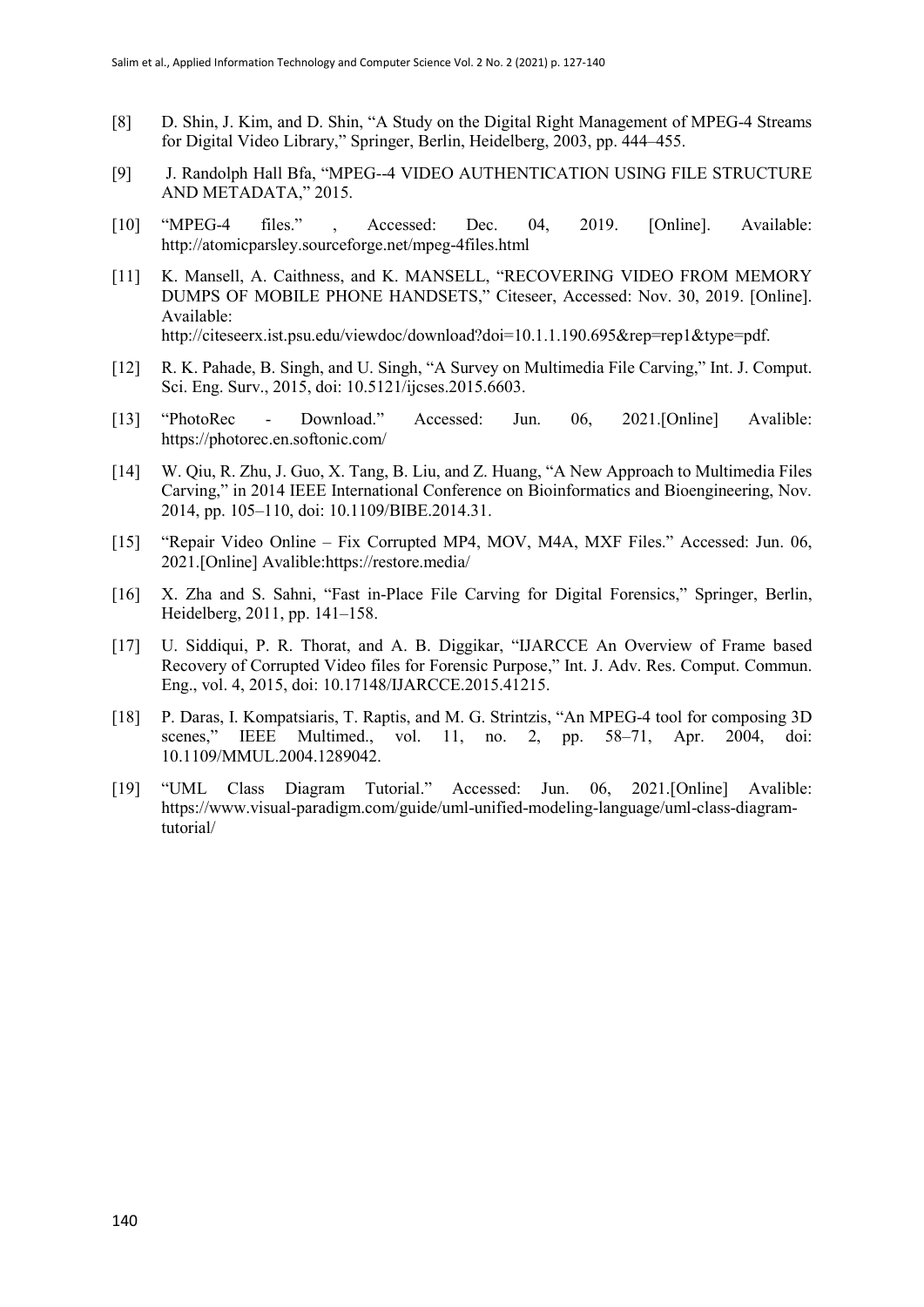[8] D. Shin, J. Kim, and D. Shin, "A Study on the Digital Right Management of MPEG-4 Streams for Digital Video Library," Springer, Berlin, Heidelberg, 2003, pp. 444–455.

[9] J. Randolph Hall Bfa, "MPEG--4 VIDEO AUTHENTICATION USING FILE STRUCTURE AND METADATA," 2015.

[10] "MPEG-4 files." , Accessed: Dec. 04, 2019. [Online]. Available: http://atomicparsley.sourceforge.net/mpeg-4files.html

[11] K. Mansell, A. Caithness, and K. MANSELL, "RECOVERING VIDEO FROM MEMORY DUMPS OF MOBILE PHONE HANDSETS," Citeseer, Accessed: Nov. 30, 2019. [Online]. Available: http://citeseerx.ist.psu.edu/viewdoc/download?doi=10.1.1.190.695&rep=rep1&type=pdf.

[12] R. K. Pahade, B. Singh, and U. Singh, "A Survey on Multimedia File Carving," Int. J. Comput. Sci. Eng. Surv., 2015, doi: 10.5121/ijcses.2015.6603.

[13] "PhotoRec - Download." Accessed: Jun. 06, 2021.[Online] Avalible: https://photorec.en.softonic.com/

[14] W. Qiu, R. Zhu, J. Guo, X. Tang, B. Liu, and Z. Huang, "A New Approach to Multimedia Files Carving," in 2014 IEEE International Conference on Bioinformatics and Bioengineering, Nov. 2014, pp. 105–110, doi: 10.1109/BIBE.2014.31.

[15] "Repair Video Online – Fix Corrupted MP4, MOV, M4A, MXF Files." Accessed: Jun. 06, 2021.[Online] Avalible:https://restore.media/

[16] X. Zha and S. Sahni, "Fast in-Place File Carving for Digital Forensics," Springer, Berlin, Heidelberg, 2011, pp. 141–158.

[17] U. Siddiqui, P. R. Thorat, and A. B. Diggikar, "IJARCCE An Overview of Frame based Recovery of Corrupted Video files for Forensic Purpose," Int. J. Adv. Res. Comput. Commun. Eng., vol. 4, 2015, doi: 10.17148/IJARCCE.2015.41215.

[18] P. Daras, I. Kompatsiaris, T. Raptis, and M. G. Strintzis, "An MPEG-4 tool for composing 3D scenes," IEEE Multimed., vol. 11, no. 2, pp. 58–71, Apr. 2004, doi: 10.1109/MMUL.2004.1289042.

[19] "UML Class Diagram Tutorial." Accessed: Jun. 06, 2021.[Online] Avalible: https://www.visual-paradigm.com/guide/uml-unified-modeling-language/uml-class-diagram-tutorial/